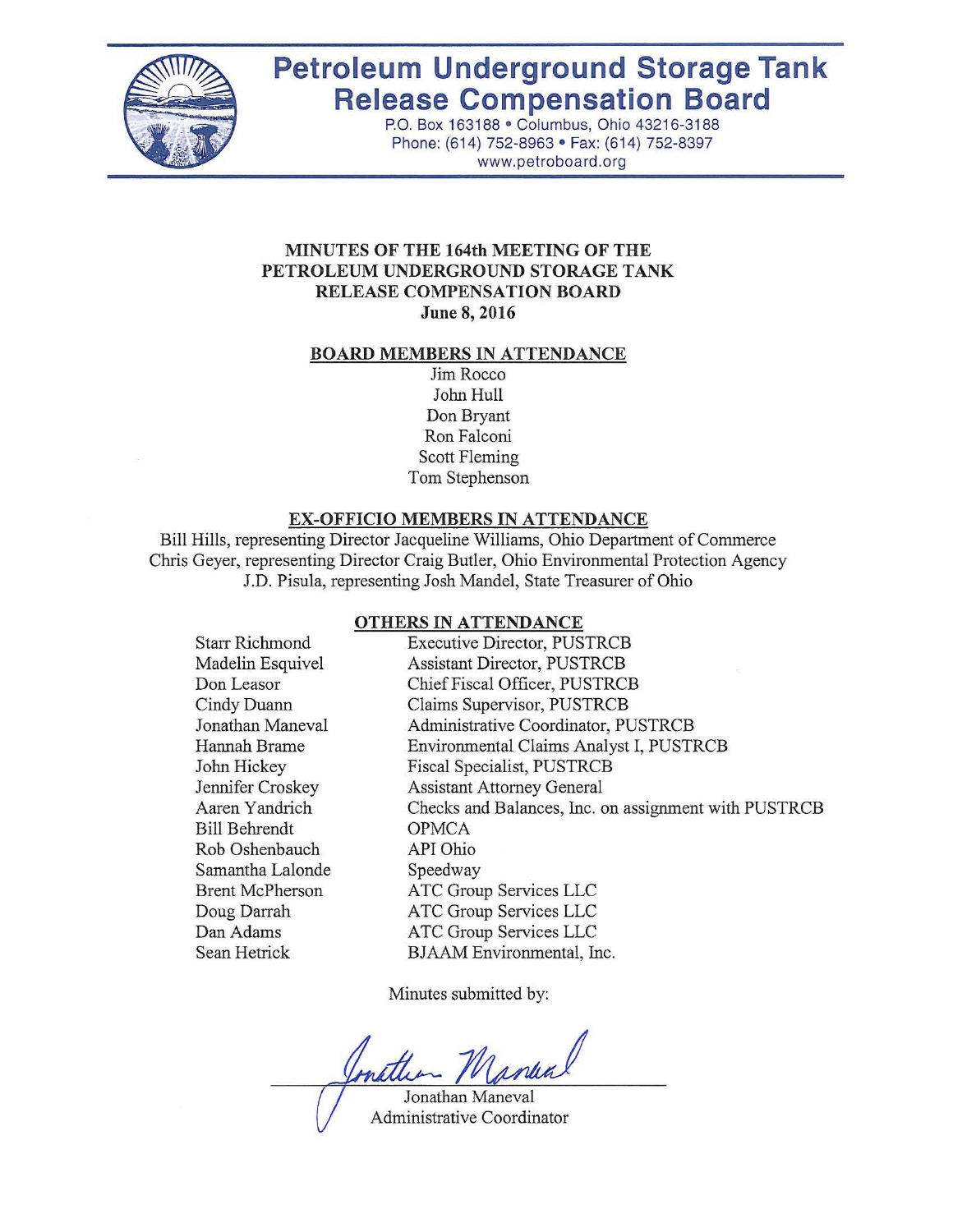# Petroleum Underground Storage Tank Release Compensation Board

P.O. Box 163188 • Columbus, Ohio 43216-3188
Phone: (614) 752-8963 • Fax: (614) 752-8397
www.petroboard.org

## MINUTES OF THE 164th MEETING OF THE PETROLEUM UNDERGROUND STORAGE TANK RELEASE COMPENSATION BOARD

**June 8, 2016**

### BOARD MEMBERS IN ATTENDANCE

Jim Rocco
John Hull
Don Bryant
Ron Falconi
Scott Fleming
Tom Stephenson

### EX-OFFICIO MEMBERS IN ATTENDANCE

Bill Hills, representing Director Jacqueline Williams, Ohio Department of Commerce
Chris Geyer, representing Director Craig Butler, Ohio Environmental Protection Agency
J.D. Pisula, representing Josh Mandel, State Treasurer of Ohio

### OTHERS IN ATTENDANCE

| | |
|---|---|
| Starr Richmond | Executive Director, PUSTRCB |
| Madelin Esquivel | Assistant Director, PUSTRCB |
| Don Leasor | Chief Fiscal Officer, PUSTRCB |
| Cindy Duann | Claims Supervisor, PUSTRCB |
| Jonathan Maneval | Administrative Coordinator, PUSTRCB |
| Hannah Brame | Environmental Claims Analyst I, PUSTRCB |
| John Hickey | Fiscal Specialist, PUSTRCB |
| Jennifer Croskey | Assistant Attorney General |
| Aaren Yandrich | Checks and Balances, Inc. on assignment with PUSTRCB |
| Bill Behrendt | OPMCA |
| Rob Oshenbauch | API Ohio |
| Samantha Lalonde | Speedway |
| Brent McPherson | ATC Group Services LLC |
| Doug Darrah | ATC Group Services LLC |
| Dan Adams | ATC Group Services LLC |
| Sean Hetrick | BJAAM Environmental, Inc. |

Minutes submitted by:

Jonathan Maneval
Administrative Coordinator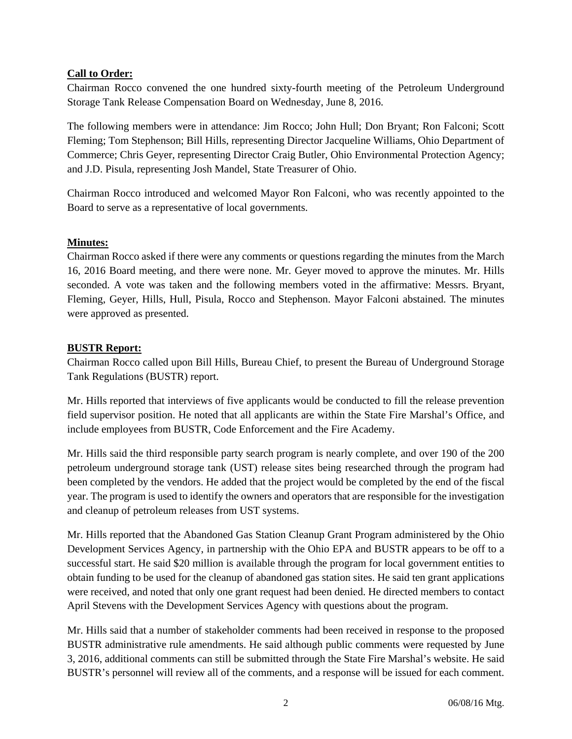**Call to Order:**

Chairman Rocco convened the one hundred sixty-fourth meeting of the Petroleum Underground Storage Tank Release Compensation Board on Wednesday, June 8, 2016.

The following members were in attendance: Jim Rocco; John Hull; Don Bryant; Ron Falconi; Scott Fleming; Tom Stephenson; Bill Hills, representing Director Jacqueline Williams, Ohio Department of Commerce; Chris Geyer, representing Director Craig Butler, Ohio Environmental Protection Agency; and J.D. Pisula, representing Josh Mandel, State Treasurer of Ohio.

Chairman Rocco introduced and welcomed Mayor Ron Falconi, who was recently appointed to the Board to serve as a representative of local governments.

**Minutes:**

Chairman Rocco asked if there were any comments or questions regarding the minutes from the March 16, 2016 Board meeting, and there were none. Mr. Geyer moved to approve the minutes. Mr. Hills seconded. A vote was taken and the following members voted in the affirmative: Messrs. Bryant, Fleming, Geyer, Hills, Hull, Pisula, Rocco and Stephenson. Mayor Falconi abstained. The minutes were approved as presented.

**BUSTR Report:**

Chairman Rocco called upon Bill Hills, Bureau Chief, to present the Bureau of Underground Storage Tank Regulations (BUSTR) report.

Mr. Hills reported that interviews of five applicants would be conducted to fill the release prevention field supervisor position. He noted that all applicants are within the State Fire Marshal's Office, and include employees from BUSTR, Code Enforcement and the Fire Academy.

Mr. Hills said the third responsible party search program is nearly complete, and over 190 of the 200 petroleum underground storage tank (UST) release sites being researched through the program had been completed by the vendors. He added that the project would be completed by the end of the fiscal year. The program is used to identify the owners and operators that are responsible for the investigation and cleanup of petroleum releases from UST systems.

Mr. Hills reported that the Abandoned Gas Station Cleanup Grant Program administered by the Ohio Development Services Agency, in partnership with the Ohio EPA and BUSTR appears to be off to a successful start. He said $20 million is available through the program for local government entities to obtain funding to be used for the cleanup of abandoned gas station sites. He said ten grant applications were received, and noted that only one grant request had been denied. He directed members to contact April Stevens with the Development Services Agency with questions about the program.

Mr. Hills said that a number of stakeholder comments had been received in response to the proposed BUSTR administrative rule amendments. He said although public comments were requested by June 3, 2016, additional comments can still be submitted through the State Fire Marshal's website. He said BUSTR's personnel will review all of the comments, and a response will be issued for each comment.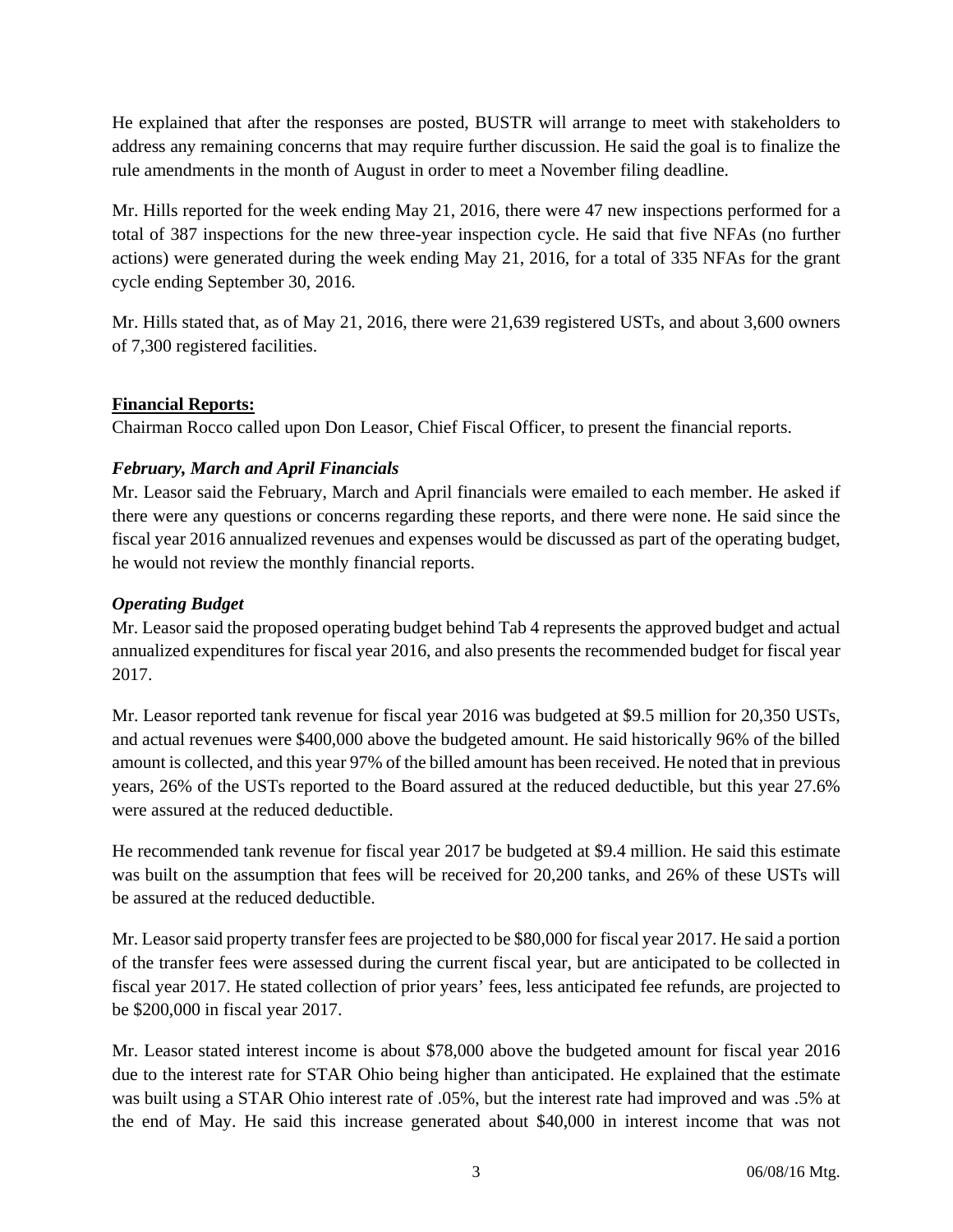He explained that after the responses are posted, BUSTR will arrange to meet with stakeholders to address any remaining concerns that may require further discussion. He said the goal is to finalize the rule amendments in the month of August in order to meet a November filing deadline.

Mr. Hills reported for the week ending May 21, 2016, there were 47 new inspections performed for a total of 387 inspections for the new three-year inspection cycle. He said that five NFAs (no further actions) were generated during the week ending May 21, 2016, for a total of 335 NFAs for the grant cycle ending September 30, 2016.

Mr. Hills stated that, as of May 21, 2016, there were 21,639 registered USTs, and about 3,600 owners of 7,300 registered facilities.

**Financial Reports:**

Chairman Rocco called upon Don Leasor, Chief Fiscal Officer, to present the financial reports.

***February, March and April Financials***

Mr. Leasor said the February, March and April financials were emailed to each member. He asked if there were any questions or concerns regarding these reports, and there were none. He said since the fiscal year 2016 annualized revenues and expenses would be discussed as part of the operating budget, he would not review the monthly financial reports.

***Operating Budget***

Mr. Leasor said the proposed operating budget behind Tab 4 represents the approved budget and actual annualized expenditures for fiscal year 2016, and also presents the recommended budget for fiscal year 2017.

Mr. Leasor reported tank revenue for fiscal year 2016 was budgeted at $9.5 million for 20,350 USTs, and actual revenues were $400,000 above the budgeted amount. He said historically 96% of the billed amount is collected, and this year 97% of the billed amount has been received. He noted that in previous years, 26% of the USTs reported to the Board assured at the reduced deductible, but this year 27.6% were assured at the reduced deductible.

He recommended tank revenue for fiscal year 2017 be budgeted at $9.4 million. He said this estimate was built on the assumption that fees will be received for 20,200 tanks, and 26% of these USTs will be assured at the reduced deductible.

Mr. Leasor said property transfer fees are projected to be $80,000 for fiscal year 2017. He said a portion of the transfer fees were assessed during the current fiscal year, but are anticipated to be collected in fiscal year 2017. He stated collection of prior years' fees, less anticipated fee refunds, are projected to be $200,000 in fiscal year 2017.

Mr. Leasor stated interest income is about $78,000 above the budgeted amount for fiscal year 2016 due to the interest rate for STAR Ohio being higher than anticipated. He explained that the estimate was built using a STAR Ohio interest rate of .05%, but the interest rate had improved and was .5% at the end of May. He said this increase generated about $40,000 in interest income that was not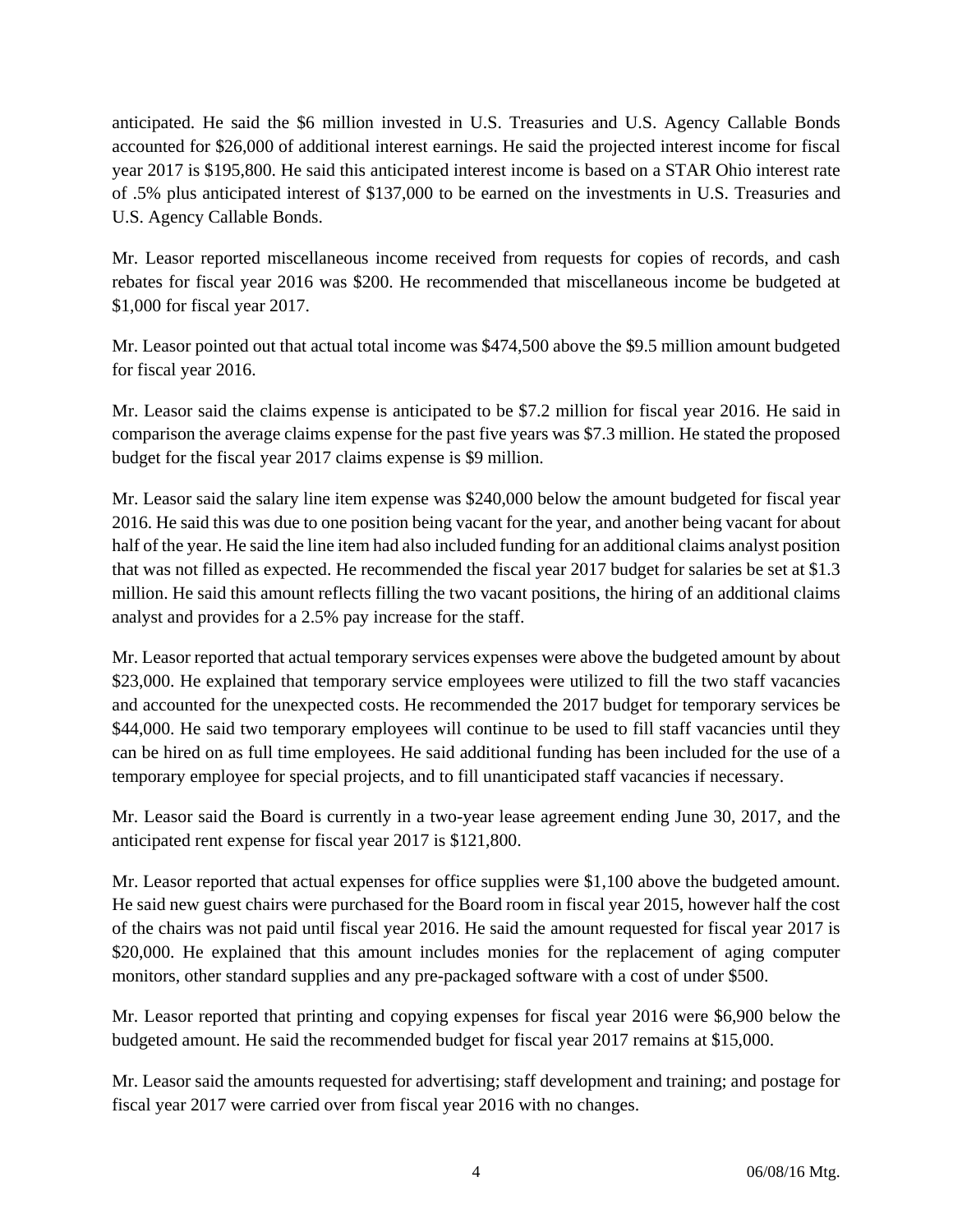anticipated. He said the $6 million invested in U.S. Treasuries and U.S. Agency Callable Bonds accounted for $26,000 of additional interest earnings. He said the projected interest income for fiscal year 2017 is $195,800. He said this anticipated interest income is based on a STAR Ohio interest rate of .5% plus anticipated interest of $137,000 to be earned on the investments in U.S. Treasuries and U.S. Agency Callable Bonds.

Mr. Leasor reported miscellaneous income received from requests for copies of records, and cash rebates for fiscal year 2016 was $200. He recommended that miscellaneous income be budgeted at $1,000 for fiscal year 2017.

Mr. Leasor pointed out that actual total income was $474,500 above the $9.5 million amount budgeted for fiscal year 2016.

Mr. Leasor said the claims expense is anticipated to be $7.2 million for fiscal year 2016. He said in comparison the average claims expense for the past five years was $7.3 million. He stated the proposed budget for the fiscal year 2017 claims expense is $9 million.

Mr. Leasor said the salary line item expense was $240,000 below the amount budgeted for fiscal year 2016. He said this was due to one position being vacant for the year, and another being vacant for about half of the year. He said the line item had also included funding for an additional claims analyst position that was not filled as expected. He recommended the fiscal year 2017 budget for salaries be set at $1.3 million. He said this amount reflects filling the two vacant positions, the hiring of an additional claims analyst and provides for a 2.5% pay increase for the staff.

Mr. Leasor reported that actual temporary services expenses were above the budgeted amount by about $23,000. He explained that temporary service employees were utilized to fill the two staff vacancies and accounted for the unexpected costs. He recommended the 2017 budget for temporary services be $44,000. He said two temporary employees will continue to be used to fill staff vacancies until they can be hired on as full time employees. He said additional funding has been included for the use of a temporary employee for special projects, and to fill unanticipated staff vacancies if necessary.

Mr. Leasor said the Board is currently in a two-year lease agreement ending June 30, 2017, and the anticipated rent expense for fiscal year 2017 is $121,800.

Mr. Leasor reported that actual expenses for office supplies were $1,100 above the budgeted amount. He said new guest chairs were purchased for the Board room in fiscal year 2015, however half the cost of the chairs was not paid until fiscal year 2016. He said the amount requested for fiscal year 2017 is $20,000. He explained that this amount includes monies for the replacement of aging computer monitors, other standard supplies and any pre-packaged software with a cost of under $500.

Mr. Leasor reported that printing and copying expenses for fiscal year 2016 were $6,900 below the budgeted amount. He said the recommended budget for fiscal year 2017 remains at $15,000.

Mr. Leasor said the amounts requested for advertising; staff development and training; and postage for fiscal year 2017 were carried over from fiscal year 2016 with no changes.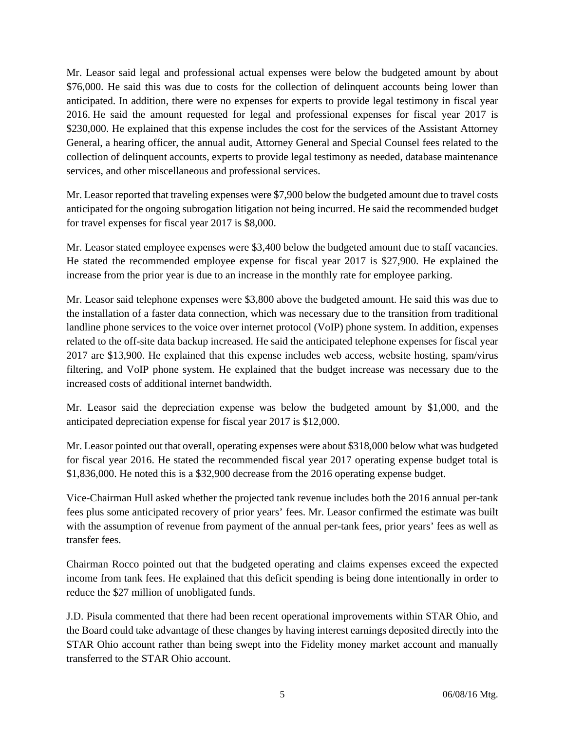Mr. Leasor said legal and professional actual expenses were below the budgeted amount by about $76,000. He said this was due to costs for the collection of delinquent accounts being lower than anticipated. In addition, there were no expenses for experts to provide legal testimony in fiscal year 2016. He said the amount requested for legal and professional expenses for fiscal year 2017 is $230,000. He explained that this expense includes the cost for the services of the Assistant Attorney General, a hearing officer, the annual audit, Attorney General and Special Counsel fees related to the collection of delinquent accounts, experts to provide legal testimony as needed, database maintenance services, and other miscellaneous and professional services.

Mr. Leasor reported that traveling expenses were $7,900 below the budgeted amount due to travel costs anticipated for the ongoing subrogation litigation not being incurred. He said the recommended budget for travel expenses for fiscal year 2017 is $8,000.

Mr. Leasor stated employee expenses were $3,400 below the budgeted amount due to staff vacancies. He stated the recommended employee expense for fiscal year 2017 is $27,900. He explained the increase from the prior year is due to an increase in the monthly rate for employee parking.

Mr. Leasor said telephone expenses were $3,800 above the budgeted amount. He said this was due to the installation of a faster data connection, which was necessary due to the transition from traditional landline phone services to the voice over internet protocol (VoIP) phone system. In addition, expenses related to the off-site data backup increased. He said the anticipated telephone expenses for fiscal year 2017 are $13,900. He explained that this expense includes web access, website hosting, spam/virus filtering, and VoIP phone system. He explained that the budget increase was necessary due to the increased costs of additional internet bandwidth.

Mr. Leasor said the depreciation expense was below the budgeted amount by $1,000, and the anticipated depreciation expense for fiscal year 2017 is $12,000.

Mr. Leasor pointed out that overall, operating expenses were about $318,000 below what was budgeted for fiscal year 2016. He stated the recommended fiscal year 2017 operating expense budget total is $1,836,000. He noted this is a $32,900 decrease from the 2016 operating expense budget.

Vice-Chairman Hull asked whether the projected tank revenue includes both the 2016 annual per-tank fees plus some anticipated recovery of prior years' fees. Mr. Leasor confirmed the estimate was built with the assumption of revenue from payment of the annual per-tank fees, prior years' fees as well as transfer fees.

Chairman Rocco pointed out that the budgeted operating and claims expenses exceed the expected income from tank fees. He explained that this deficit spending is being done intentionally in order to reduce the $27 million of unobligated funds.

J.D. Pisula commented that there had been recent operational improvements within STAR Ohio, and the Board could take advantage of these changes by having interest earnings deposited directly into the STAR Ohio account rather than being swept into the Fidelity money market account and manually transferred to the STAR Ohio account.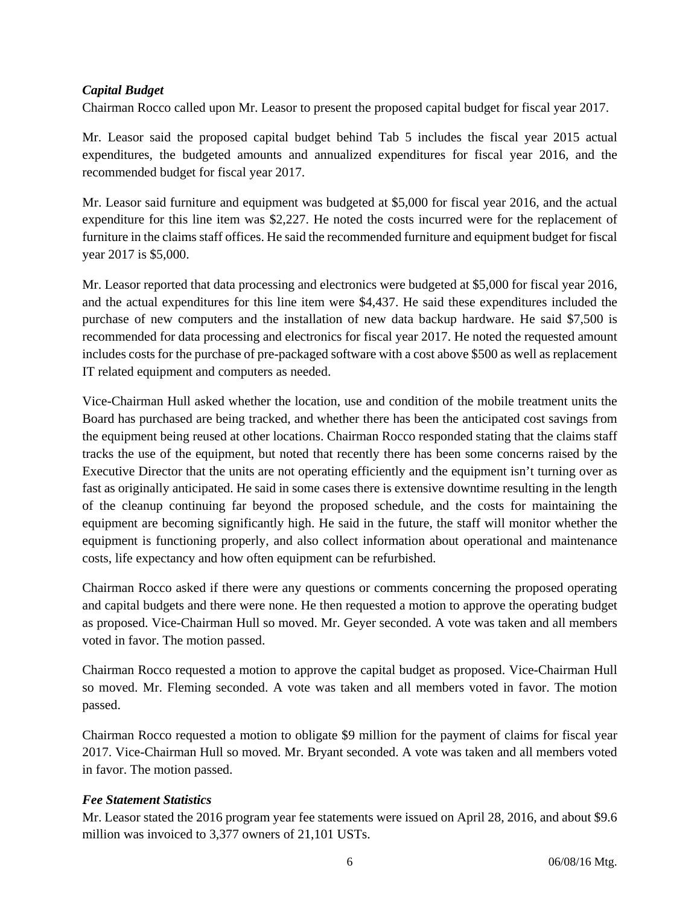### *Capital Budget*

Chairman Rocco called upon Mr. Leasor to present the proposed capital budget for fiscal year 2017.

Mr. Leasor said the proposed capital budget behind Tab 5 includes the fiscal year 2015 actual expenditures, the budgeted amounts and annualized expenditures for fiscal year 2016, and the recommended budget for fiscal year 2017.

Mr. Leasor said furniture and equipment was budgeted at $5,000 for fiscal year 2016, and the actual expenditure for this line item was $2,227. He noted the costs incurred were for the replacement of furniture in the claims staff offices. He said the recommended furniture and equipment budget for fiscal year 2017 is $5,000.

Mr. Leasor reported that data processing and electronics were budgeted at $5,000 for fiscal year 2016, and the actual expenditures for this line item were $4,437. He said these expenditures included the purchase of new computers and the installation of new data backup hardware. He said $7,500 is recommended for data processing and electronics for fiscal year 2017. He noted the requested amount includes costs for the purchase of pre-packaged software with a cost above $500 as well as replacement IT related equipment and computers as needed.

Vice-Chairman Hull asked whether the location, use and condition of the mobile treatment units the Board has purchased are being tracked, and whether there has been the anticipated cost savings from the equipment being reused at other locations. Chairman Rocco responded stating that the claims staff tracks the use of the equipment, but noted that recently there has been some concerns raised by the Executive Director that the units are not operating efficiently and the equipment isn't turning over as fast as originally anticipated. He said in some cases there is extensive downtime resulting in the length of the cleanup continuing far beyond the proposed schedule, and the costs for maintaining the equipment are becoming significantly high. He said in the future, the staff will monitor whether the equipment is functioning properly, and also collect information about operational and maintenance costs, life expectancy and how often equipment can be refurbished.

Chairman Rocco asked if there were any questions or comments concerning the proposed operating and capital budgets and there were none. He then requested a motion to approve the operating budget as proposed. Vice-Chairman Hull so moved. Mr. Geyer seconded. A vote was taken and all members voted in favor. The motion passed.

Chairman Rocco requested a motion to approve the capital budget as proposed. Vice-Chairman Hull so moved. Mr. Fleming seconded. A vote was taken and all members voted in favor. The motion passed.

Chairman Rocco requested a motion to obligate $9 million for the payment of claims for fiscal year 2017. Vice-Chairman Hull so moved. Mr. Bryant seconded. A vote was taken and all members voted in favor. The motion passed.

### *Fee Statement Statistics*

Mr. Leasor stated the 2016 program year fee statements were issued on April 28, 2016, and about $9.6 million was invoiced to 3,377 owners of 21,101 USTs.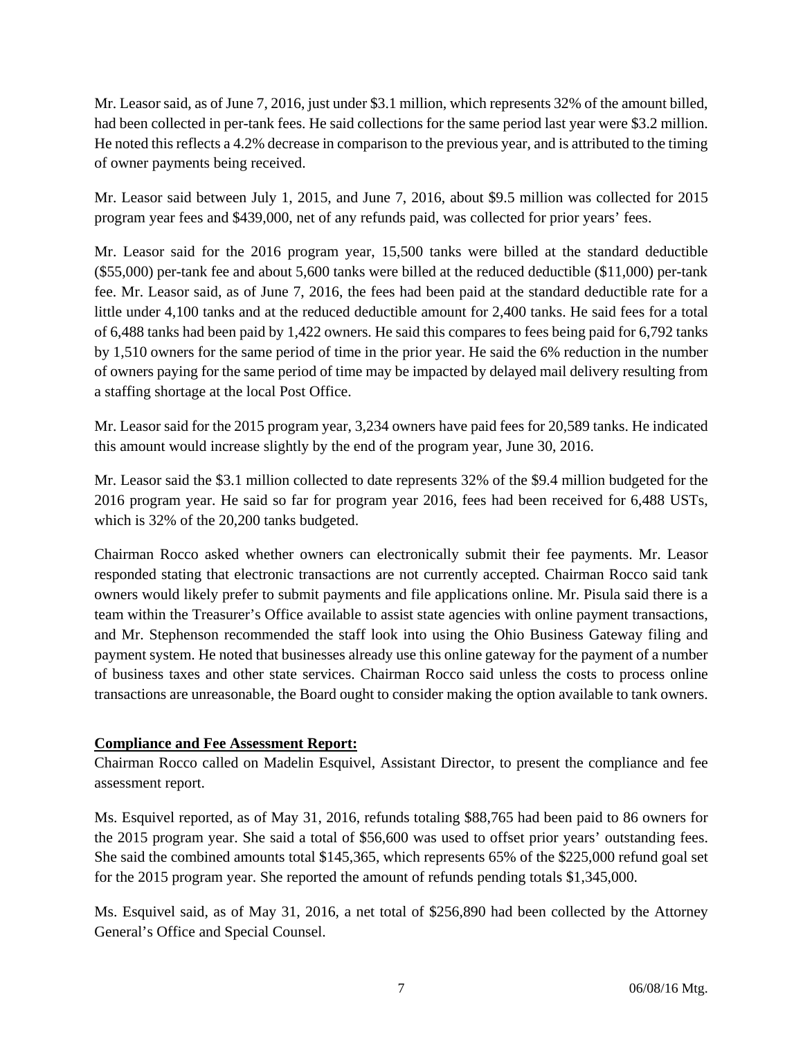Mr. Leasor said, as of June 7, 2016, just under $3.1 million, which represents 32% of the amount billed, had been collected in per-tank fees. He said collections for the same period last year were $3.2 million. He noted this reflects a 4.2% decrease in comparison to the previous year, and is attributed to the timing of owner payments being received.

Mr. Leasor said between July 1, 2015, and June 7, 2016, about $9.5 million was collected for 2015 program year fees and $439,000, net of any refunds paid, was collected for prior years' fees.

Mr. Leasor said for the 2016 program year, 15,500 tanks were billed at the standard deductible ($55,000) per-tank fee and about 5,600 tanks were billed at the reduced deductible ($11,000) per-tank fee. Mr. Leasor said, as of June 7, 2016, the fees had been paid at the standard deductible rate for a little under 4,100 tanks and at the reduced deductible amount for 2,400 tanks. He said fees for a total of 6,488 tanks had been paid by 1,422 owners. He said this compares to fees being paid for 6,792 tanks by 1,510 owners for the same period of time in the prior year. He said the 6% reduction in the number of owners paying for the same period of time may be impacted by delayed mail delivery resulting from a staffing shortage at the local Post Office.

Mr. Leasor said for the 2015 program year, 3,234 owners have paid fees for 20,589 tanks. He indicated this amount would increase slightly by the end of the program year, June 30, 2016.

Mr. Leasor said the $3.1 million collected to date represents 32% of the $9.4 million budgeted for the 2016 program year. He said so far for program year 2016, fees had been received for 6,488 USTs, which is 32% of the 20,200 tanks budgeted.

Chairman Rocco asked whether owners can electronically submit their fee payments. Mr. Leasor responded stating that electronic transactions are not currently accepted. Chairman Rocco said tank owners would likely prefer to submit payments and file applications online. Mr. Pisula said there is a team within the Treasurer's Office available to assist state agencies with online payment transactions, and Mr. Stephenson recommended the staff look into using the Ohio Business Gateway filing and payment system. He noted that businesses already use this online gateway for the payment of a number of business taxes and other state services. Chairman Rocco said unless the costs to process online transactions are unreasonable, the Board ought to consider making the option available to tank owners.

**Compliance and Fee Assessment Report:**

Chairman Rocco called on Madelin Esquivel, Assistant Director, to present the compliance and fee assessment report.

Ms. Esquivel reported, as of May 31, 2016, refunds totaling $88,765 had been paid to 86 owners for the 2015 program year. She said a total of $56,600 was used to offset prior years' outstanding fees. She said the combined amounts total $145,365, which represents 65% of the $225,000 refund goal set for the 2015 program year. She reported the amount of refunds pending totals $1,345,000.

Ms. Esquivel said, as of May 31, 2016, a net total of $256,890 had been collected by the Attorney General's Office and Special Counsel.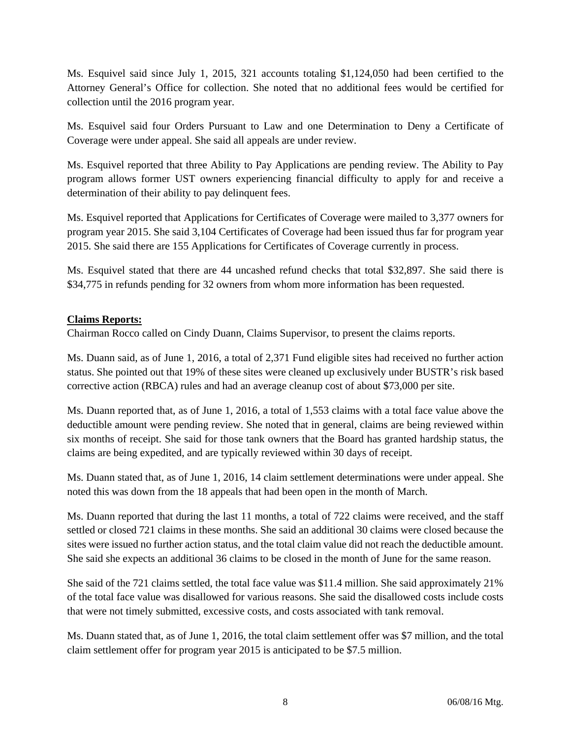Ms. Esquivel said since July 1, 2015, 321 accounts totaling $1,124,050 had been certified to the Attorney General's Office for collection. She noted that no additional fees would be certified for collection until the 2016 program year.

Ms. Esquivel said four Orders Pursuant to Law and one Determination to Deny a Certificate of Coverage were under appeal. She said all appeals are under review.

Ms. Esquivel reported that three Ability to Pay Applications are pending review. The Ability to Pay program allows former UST owners experiencing financial difficulty to apply for and receive a determination of their ability to pay delinquent fees.

Ms. Esquivel reported that Applications for Certificates of Coverage were mailed to 3,377 owners for program year 2015. She said 3,104 Certificates of Coverage had been issued thus far for program year 2015. She said there are 155 Applications for Certificates of Coverage currently in process.

Ms. Esquivel stated that there are 44 uncashed refund checks that total $32,897. She said there is $34,775 in refunds pending for 32 owners from whom more information has been requested.

**Claims Reports:**

Chairman Rocco called on Cindy Duann, Claims Supervisor, to present the claims reports.

Ms. Duann said, as of June 1, 2016, a total of 2,371 Fund eligible sites had received no further action status. She pointed out that 19% of these sites were cleaned up exclusively under BUSTR's risk based corrective action (RBCA) rules and had an average cleanup cost of about $73,000 per site.

Ms. Duann reported that, as of June 1, 2016, a total of 1,553 claims with a total face value above the deductible amount were pending review. She noted that in general, claims are being reviewed within six months of receipt. She said for those tank owners that the Board has granted hardship status, the claims are being expedited, and are typically reviewed within 30 days of receipt.

Ms. Duann stated that, as of June 1, 2016, 14 claim settlement determinations were under appeal. She noted this was down from the 18 appeals that had been open in the month of March.

Ms. Duann reported that during the last 11 months, a total of 722 claims were received, and the staff settled or closed 721 claims in these months. She said an additional 30 claims were closed because the sites were issued no further action status, and the total claim value did not reach the deductible amount. She said she expects an additional 36 claims to be closed in the month of June for the same reason.

She said of the 721 claims settled, the total face value was $11.4 million. She said approximately 21% of the total face value was disallowed for various reasons. She said the disallowed costs include costs that were not timely submitted, excessive costs, and costs associated with tank removal.

Ms. Duann stated that, as of June 1, 2016, the total claim settlement offer was $7 million, and the total claim settlement offer for program year 2015 is anticipated to be $7.5 million.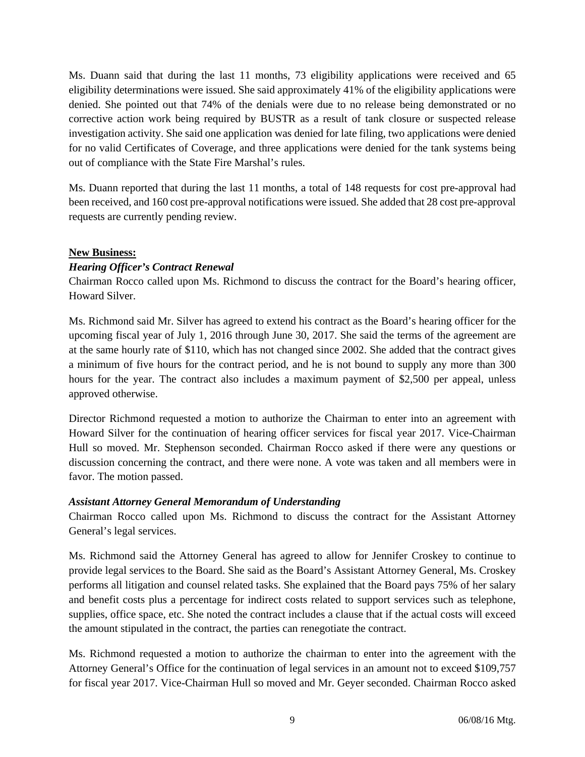Ms. Duann said that during the last 11 months, 73 eligibility applications were received and 65 eligibility determinations were issued. She said approximately 41% of the eligibility applications were denied. She pointed out that 74% of the denials were due to no release being demonstrated or no corrective action work being required by BUSTR as a result of tank closure or suspected release investigation activity. She said one application was denied for late filing, two applications were denied for no valid Certificates of Coverage, and three applications were denied for the tank systems being out of compliance with the State Fire Marshal's rules.

Ms. Duann reported that during the last 11 months, a total of 148 requests for cost pre-approval had been received, and 160 cost pre-approval notifications were issued. She added that 28 cost pre-approval requests are currently pending review.

**New Business:**

***Hearing Officer's Contract Renewal***

Chairman Rocco called upon Ms. Richmond to discuss the contract for the Board's hearing officer, Howard Silver.

Ms. Richmond said Mr. Silver has agreed to extend his contract as the Board's hearing officer for the upcoming fiscal year of July 1, 2016 through June 30, 2017. She said the terms of the agreement are at the same hourly rate of $110, which has not changed since 2002. She added that the contract gives a minimum of five hours for the contract period, and he is not bound to supply any more than 300 hours for the year. The contract also includes a maximum payment of $2,500 per appeal, unless approved otherwise.

Director Richmond requested a motion to authorize the Chairman to enter into an agreement with Howard Silver for the continuation of hearing officer services for fiscal year 2017. Vice-Chairman Hull so moved. Mr. Stephenson seconded. Chairman Rocco asked if there were any questions or discussion concerning the contract, and there were none. A vote was taken and all members were in favor. The motion passed.

***Assistant Attorney General Memorandum of Understanding***

Chairman Rocco called upon Ms. Richmond to discuss the contract for the Assistant Attorney General's legal services.

Ms. Richmond said the Attorney General has agreed to allow for Jennifer Croskey to continue to provide legal services to the Board. She said as the Board's Assistant Attorney General, Ms. Croskey performs all litigation and counsel related tasks. She explained that the Board pays 75% of her salary and benefit costs plus a percentage for indirect costs related to support services such as telephone, supplies, office space, etc. She noted the contract includes a clause that if the actual costs will exceed the amount stipulated in the contract, the parties can renegotiate the contract.

Ms. Richmond requested a motion to authorize the chairman to enter into the agreement with the Attorney General's Office for the continuation of legal services in an amount not to exceed $109,757 for fiscal year 2017. Vice-Chairman Hull so moved and Mr. Geyer seconded. Chairman Rocco asked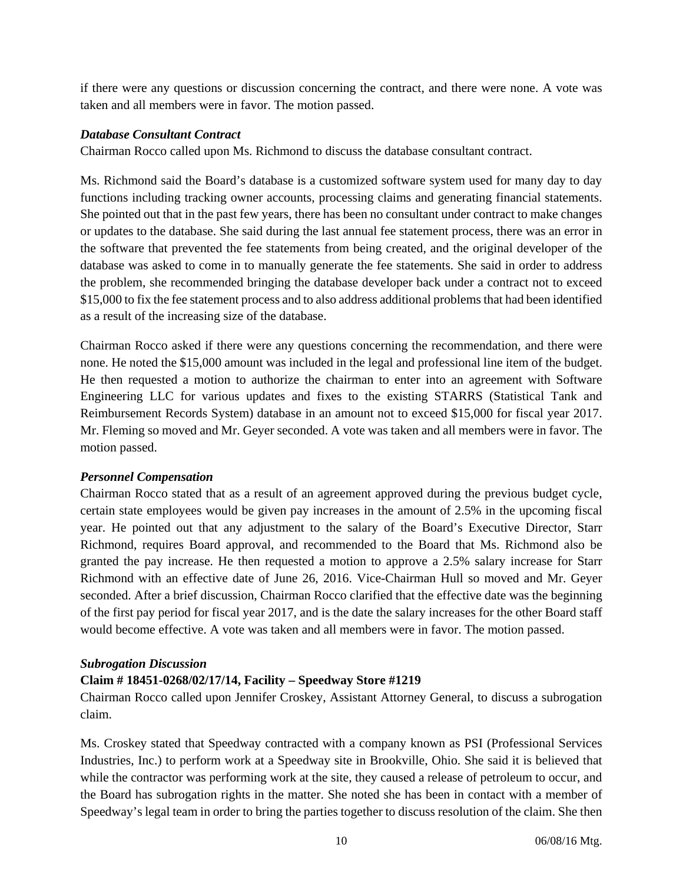if there were any questions or discussion concerning the contract, and there were none. A vote was taken and all members were in favor. The motion passed.

***Database Consultant Contract***

Chairman Rocco called upon Ms. Richmond to discuss the database consultant contract.

Ms. Richmond said the Board's database is a customized software system used for many day to day functions including tracking owner accounts, processing claims and generating financial statements. She pointed out that in the past few years, there has been no consultant under contract to make changes or updates to the database. She said during the last annual fee statement process, there was an error in the software that prevented the fee statements from being created, and the original developer of the database was asked to come in to manually generate the fee statements. She said in order to address the problem, she recommended bringing the database developer back under a contract not to exceed $15,000 to fix the fee statement process and to also address additional problems that had been identified as a result of the increasing size of the database.

Chairman Rocco asked if there were any questions concerning the recommendation, and there were none. He noted the $15,000 amount was included in the legal and professional line item of the budget. He then requested a motion to authorize the chairman to enter into an agreement with Software Engineering LLC for various updates and fixes to the existing STARRS (Statistical Tank and Reimbursement Records System) database in an amount not to exceed $15,000 for fiscal year 2017. Mr. Fleming so moved and Mr. Geyer seconded. A vote was taken and all members were in favor. The motion passed.

***Personnel Compensation***

Chairman Rocco stated that as a result of an agreement approved during the previous budget cycle, certain state employees would be given pay increases in the amount of 2.5% in the upcoming fiscal year. He pointed out that any adjustment to the salary of the Board's Executive Director, Starr Richmond, requires Board approval, and recommended to the Board that Ms. Richmond also be granted the pay increase. He then requested a motion to approve a 2.5% salary increase for Starr Richmond with an effective date of June 26, 2016. Vice-Chairman Hull so moved and Mr. Geyer seconded. After a brief discussion, Chairman Rocco clarified that the effective date was the beginning of the first pay period for fiscal year 2017, and is the date the salary increases for the other Board staff would become effective. A vote was taken and all members were in favor. The motion passed.

***Subrogation Discussion***

**Claim # 18451-0268/02/17/14, Facility – Speedway Store #1219**

Chairman Rocco called upon Jennifer Croskey, Assistant Attorney General, to discuss a subrogation claim.

Ms. Croskey stated that Speedway contracted with a company known as PSI (Professional Services Industries, Inc.) to perform work at a Speedway site in Brookville, Ohio. She said it is believed that while the contractor was performing work at the site, they caused a release of petroleum to occur, and the Board has subrogation rights in the matter. She noted she has been in contact with a member of Speedway's legal team in order to bring the parties together to discuss resolution of the claim. She then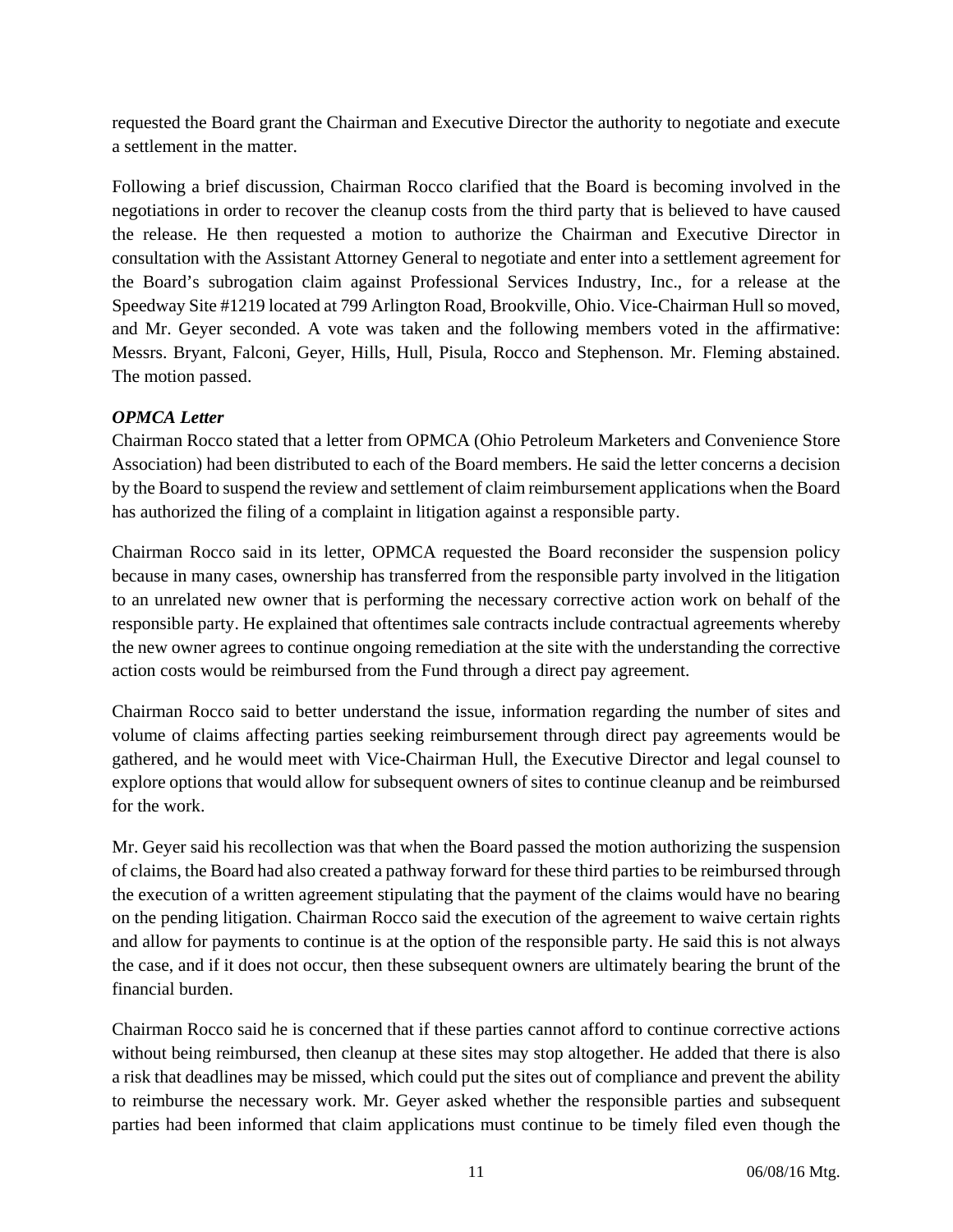requested the Board grant the Chairman and Executive Director the authority to negotiate and execute a settlement in the matter.

Following a brief discussion, Chairman Rocco clarified that the Board is becoming involved in the negotiations in order to recover the cleanup costs from the third party that is believed to have caused the release. He then requested a motion to authorize the Chairman and Executive Director in consultation with the Assistant Attorney General to negotiate and enter into a settlement agreement for the Board's subrogation claim against Professional Services Industry, Inc., for a release at the Speedway Site #1219 located at 799 Arlington Road, Brookville, Ohio. Vice-Chairman Hull so moved, and Mr. Geyer seconded. A vote was taken and the following members voted in the affirmative: Messrs. Bryant, Falconi, Geyer, Hills, Hull, Pisula, Rocco and Stephenson. Mr. Fleming abstained. The motion passed.

***OPMCA Letter***

Chairman Rocco stated that a letter from OPMCA (Ohio Petroleum Marketers and Convenience Store Association) had been distributed to each of the Board members. He said the letter concerns a decision by the Board to suspend the review and settlement of claim reimbursement applications when the Board has authorized the filing of a complaint in litigation against a responsible party.

Chairman Rocco said in its letter, OPMCA requested the Board reconsider the suspension policy because in many cases, ownership has transferred from the responsible party involved in the litigation to an unrelated new owner that is performing the necessary corrective action work on behalf of the responsible party. He explained that oftentimes sale contracts include contractual agreements whereby the new owner agrees to continue ongoing remediation at the site with the understanding the corrective action costs would be reimbursed from the Fund through a direct pay agreement.

Chairman Rocco said to better understand the issue, information regarding the number of sites and volume of claims affecting parties seeking reimbursement through direct pay agreements would be gathered, and he would meet with Vice-Chairman Hull, the Executive Director and legal counsel to explore options that would allow for subsequent owners of sites to continue cleanup and be reimbursed for the work.

Mr. Geyer said his recollection was that when the Board passed the motion authorizing the suspension of claims, the Board had also created a pathway forward for these third parties to be reimbursed through the execution of a written agreement stipulating that the payment of the claims would have no bearing on the pending litigation. Chairman Rocco said the execution of the agreement to waive certain rights and allow for payments to continue is at the option of the responsible party. He said this is not always the case, and if it does not occur, then these subsequent owners are ultimately bearing the brunt of the financial burden.

Chairman Rocco said he is concerned that if these parties cannot afford to continue corrective actions without being reimbursed, then cleanup at these sites may stop altogether. He added that there is also a risk that deadlines may be missed, which could put the sites out of compliance and prevent the ability to reimburse the necessary work. Mr. Geyer asked whether the responsible parties and subsequent parties had been informed that claim applications must continue to be timely filed even though the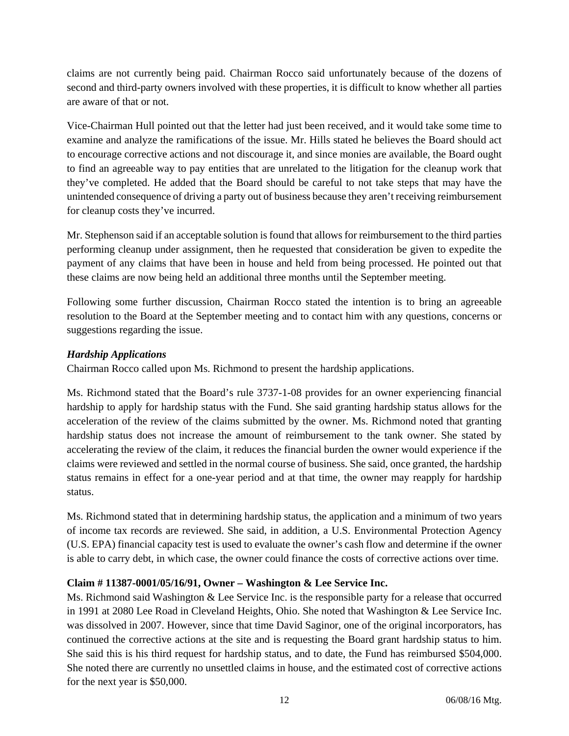claims are not currently being paid. Chairman Rocco said unfortunately because of the dozens of second and third-party owners involved with these properties, it is difficult to know whether all parties are aware of that or not.

Vice-Chairman Hull pointed out that the letter had just been received, and it would take some time to examine and analyze the ramifications of the issue. Mr. Hills stated he believes the Board should act to encourage corrective actions and not discourage it, and since monies are available, the Board ought to find an agreeable way to pay entities that are unrelated to the litigation for the cleanup work that they've completed. He added that the Board should be careful to not take steps that may have the unintended consequence of driving a party out of business because they aren't receiving reimbursement for cleanup costs they've incurred.

Mr. Stephenson said if an acceptable solution is found that allows for reimbursement to the third parties performing cleanup under assignment, then he requested that consideration be given to expedite the payment of any claims that have been in house and held from being processed. He pointed out that these claims are now being held an additional three months until the September meeting.

Following some further discussion, Chairman Rocco stated the intention is to bring an agreeable resolution to the Board at the September meeting and to contact him with any questions, concerns or suggestions regarding the issue.

***Hardship Applications***

Chairman Rocco called upon Ms. Richmond to present the hardship applications.

Ms. Richmond stated that the Board's rule 3737-1-08 provides for an owner experiencing financial hardship to apply for hardship status with the Fund. She said granting hardship status allows for the acceleration of the review of the claims submitted by the owner. Ms. Richmond noted that granting hardship status does not increase the amount of reimbursement to the tank owner. She stated by accelerating the review of the claim, it reduces the financial burden the owner would experience if the claims were reviewed and settled in the normal course of business. She said, once granted, the hardship status remains in effect for a one-year period and at that time, the owner may reapply for hardship status.

Ms. Richmond stated that in determining hardship status, the application and a minimum of two years of income tax records are reviewed. She said, in addition, a U.S. Environmental Protection Agency (U.S. EPA) financial capacity test is used to evaluate the owner's cash flow and determine if the owner is able to carry debt, in which case, the owner could finance the costs of corrective actions over time.

**Claim # 11387-0001/05/16/91, Owner – Washington & Lee Service Inc.**

Ms. Richmond said Washington & Lee Service Inc. is the responsible party for a release that occurred in 1991 at 2080 Lee Road in Cleveland Heights, Ohio. She noted that Washington & Lee Service Inc. was dissolved in 2007. However, since that time David Saginor, one of the original incorporators, has continued the corrective actions at the site and is requesting the Board grant hardship status to him. She said this is his third request for hardship status, and to date, the Fund has reimbursed $504,000. She noted there are currently no unsettled claims in house, and the estimated cost of corrective actions for the next year is $50,000.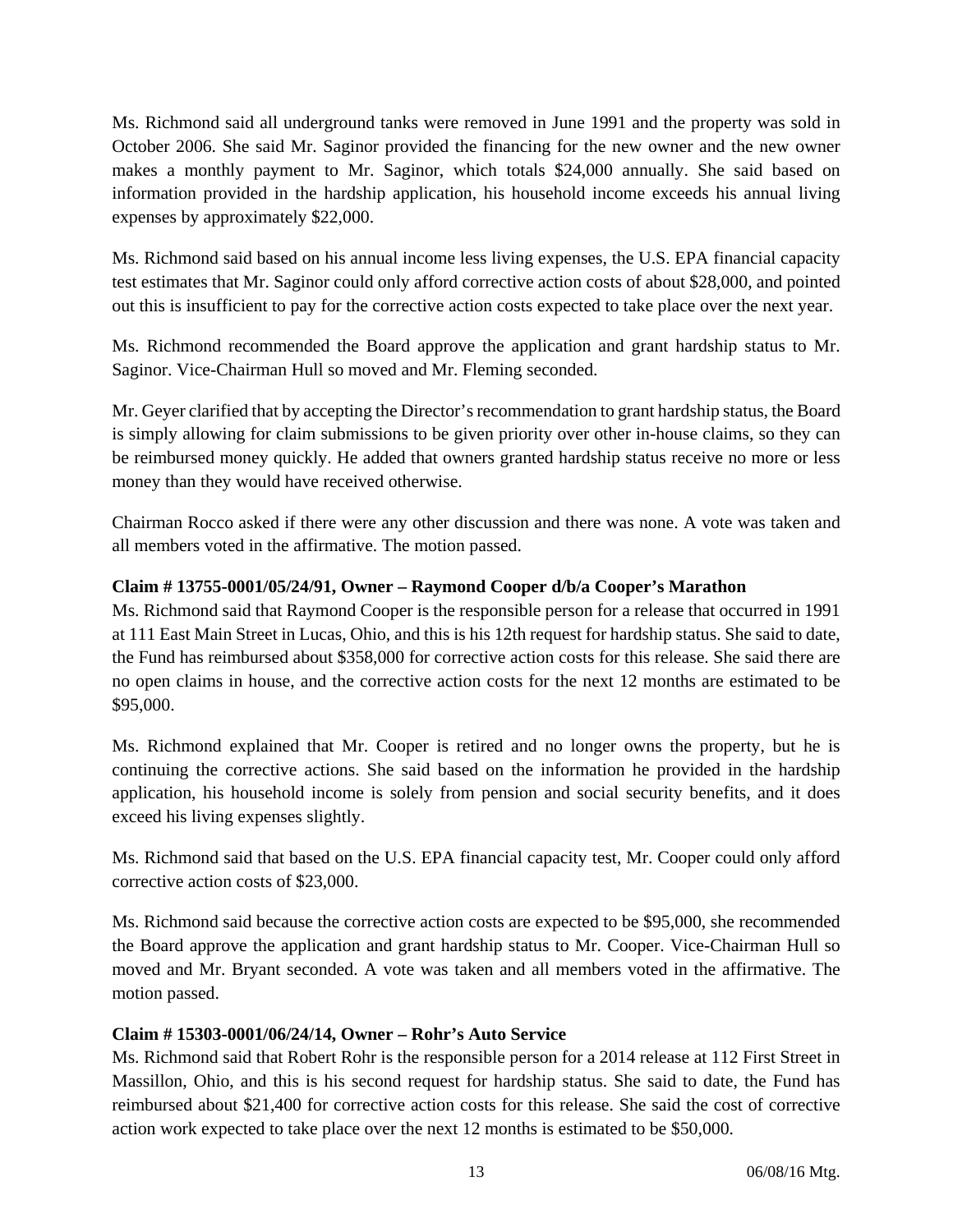Ms. Richmond said all underground tanks were removed in June 1991 and the property was sold in October 2006. She said Mr. Saginor provided the financing for the new owner and the new owner makes a monthly payment to Mr. Saginor, which totals $24,000 annually. She said based on information provided in the hardship application, his household income exceeds his annual living expenses by approximately $22,000.

Ms. Richmond said based on his annual income less living expenses, the U.S. EPA financial capacity test estimates that Mr. Saginor could only afford corrective action costs of about $28,000, and pointed out this is insufficient to pay for the corrective action costs expected to take place over the next year.

Ms. Richmond recommended the Board approve the application and grant hardship status to Mr. Saginor. Vice-Chairman Hull so moved and Mr. Fleming seconded.

Mr. Geyer clarified that by accepting the Director's recommendation to grant hardship status, the Board is simply allowing for claim submissions to be given priority over other in-house claims, so they can be reimbursed money quickly. He added that owners granted hardship status receive no more or less money than they would have received otherwise.

Chairman Rocco asked if there were any other discussion and there was none. A vote was taken and all members voted in the affirmative. The motion passed.

**Claim # 13755-0001/05/24/91, Owner – Raymond Cooper d/b/a Cooper's Marathon**

Ms. Richmond said that Raymond Cooper is the responsible person for a release that occurred in 1991 at 111 East Main Street in Lucas, Ohio, and this is his 12th request for hardship status. She said to date, the Fund has reimbursed about $358,000 for corrective action costs for this release. She said there are no open claims in house, and the corrective action costs for the next 12 months are estimated to be $95,000.

Ms. Richmond explained that Mr. Cooper is retired and no longer owns the property, but he is continuing the corrective actions. She said based on the information he provided in the hardship application, his household income is solely from pension and social security benefits, and it does exceed his living expenses slightly.

Ms. Richmond said that based on the U.S. EPA financial capacity test, Mr. Cooper could only afford corrective action costs of $23,000.

Ms. Richmond said because the corrective action costs are expected to be $95,000, she recommended the Board approve the application and grant hardship status to Mr. Cooper. Vice-Chairman Hull so moved and Mr. Bryant seconded. A vote was taken and all members voted in the affirmative. The motion passed.

**Claim # 15303-0001/06/24/14, Owner – Rohr's Auto Service**

Ms. Richmond said that Robert Rohr is the responsible person for a 2014 release at 112 First Street in Massillon, Ohio, and this is his second request for hardship status. She said to date, the Fund has reimbursed about $21,400 for corrective action costs for this release. She said the cost of corrective action work expected to take place over the next 12 months is estimated to be $50,000.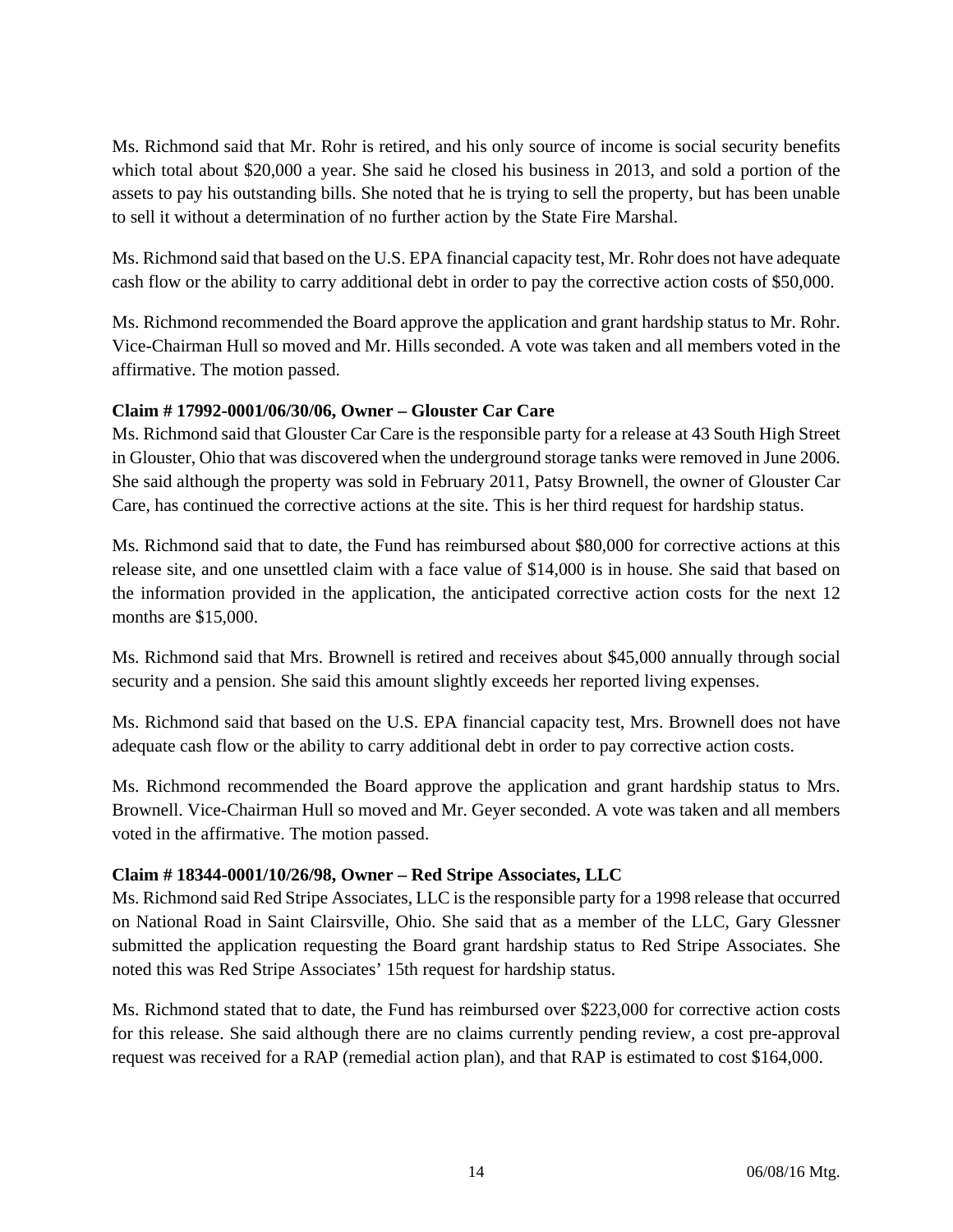Ms. Richmond said that Mr. Rohr is retired, and his only source of income is social security benefits which total about $20,000 a year. She said he closed his business in 2013, and sold a portion of the assets to pay his outstanding bills. She noted that he is trying to sell the property, but has been unable to sell it without a determination of no further action by the State Fire Marshal.

Ms. Richmond said that based on the U.S. EPA financial capacity test, Mr. Rohr does not have adequate cash flow or the ability to carry additional debt in order to pay the corrective action costs of $50,000.

Ms. Richmond recommended the Board approve the application and grant hardship status to Mr. Rohr. Vice-Chairman Hull so moved and Mr. Hills seconded. A vote was taken and all members voted in the affirmative. The motion passed.

**Claim # 17992-0001/06/30/06, Owner – Glouster Car Care**

Ms. Richmond said that Glouster Car Care is the responsible party for a release at 43 South High Street in Glouster, Ohio that was discovered when the underground storage tanks were removed in June 2006. She said although the property was sold in February 2011, Patsy Brownell, the owner of Glouster Car Care, has continued the corrective actions at the site. This is her third request for hardship status.

Ms. Richmond said that to date, the Fund has reimbursed about $80,000 for corrective actions at this release site, and one unsettled claim with a face value of $14,000 is in house. She said that based on the information provided in the application, the anticipated corrective action costs for the next 12 months are $15,000.

Ms. Richmond said that Mrs. Brownell is retired and receives about $45,000 annually through social security and a pension. She said this amount slightly exceeds her reported living expenses.

Ms. Richmond said that based on the U.S. EPA financial capacity test, Mrs. Brownell does not have adequate cash flow or the ability to carry additional debt in order to pay corrective action costs.

Ms. Richmond recommended the Board approve the application and grant hardship status to Mrs. Brownell. Vice-Chairman Hull so moved and Mr. Geyer seconded. A vote was taken and all members voted in the affirmative. The motion passed.

**Claim # 18344-0001/10/26/98, Owner – Red Stripe Associates, LLC**

Ms. Richmond said Red Stripe Associates, LLC is the responsible party for a 1998 release that occurred on National Road in Saint Clairsville, Ohio. She said that as a member of the LLC, Gary Glessner submitted the application requesting the Board grant hardship status to Red Stripe Associates. She noted this was Red Stripe Associates' 15th request for hardship status.

Ms. Richmond stated that to date, the Fund has reimbursed over $223,000 for corrective action costs for this release. She said although there are no claims currently pending review, a cost pre-approval request was received for a RAP (remedial action plan), and that RAP is estimated to cost $164,000.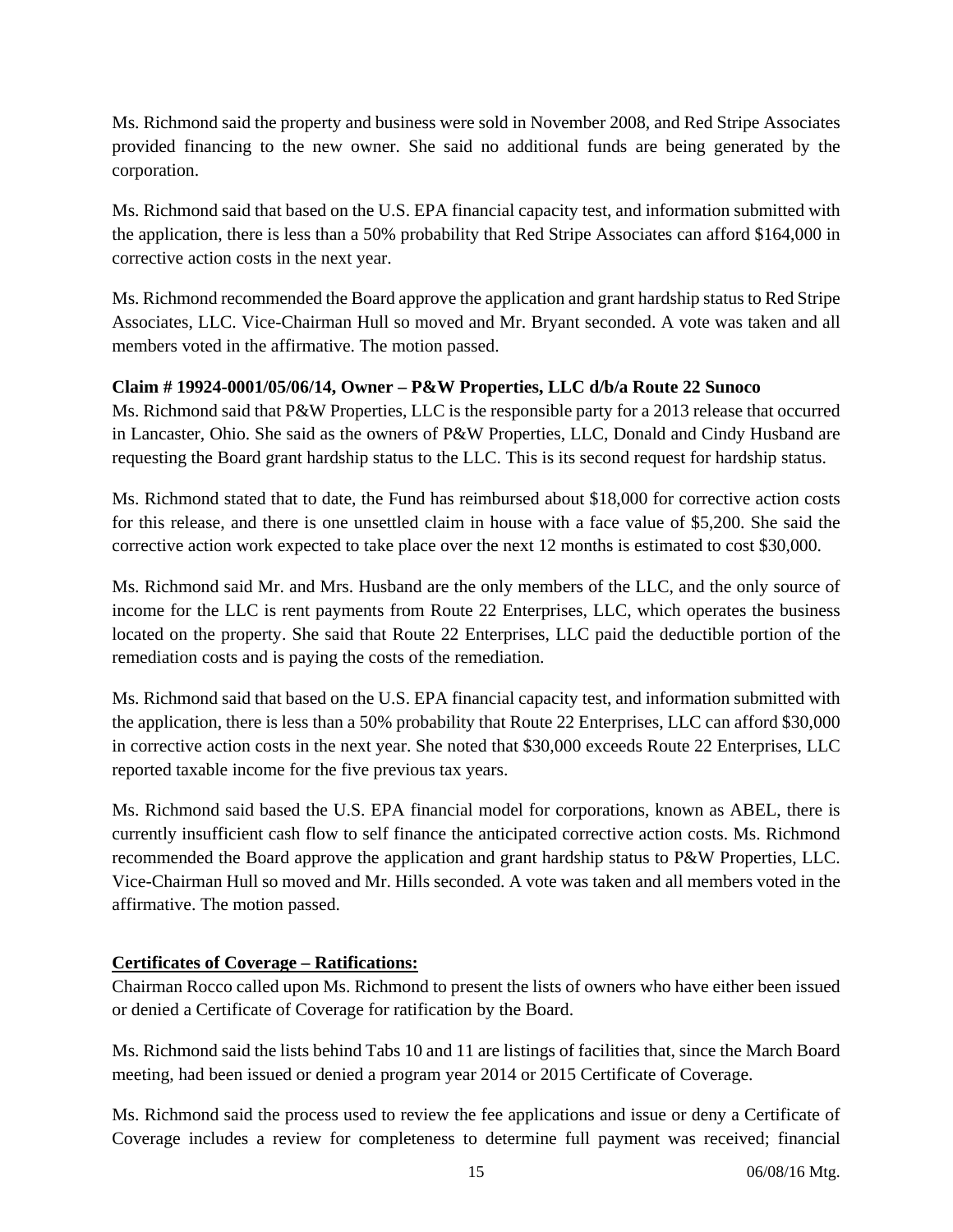Ms. Richmond said the property and business were sold in November 2008, and Red Stripe Associates provided financing to the new owner. She said no additional funds are being generated by the corporation.

Ms. Richmond said that based on the U.S. EPA financial capacity test, and information submitted with the application, there is less than a 50% probability that Red Stripe Associates can afford $164,000 in corrective action costs in the next year.

Ms. Richmond recommended the Board approve the application and grant hardship status to Red Stripe Associates, LLC. Vice-Chairman Hull so moved and Mr. Bryant seconded. A vote was taken and all members voted in the affirmative. The motion passed.

**Claim # 19924-0001/05/06/14, Owner – P&W Properties, LLC d/b/a Route 22 Sunoco**

Ms. Richmond said that P&W Properties, LLC is the responsible party for a 2013 release that occurred in Lancaster, Ohio. She said as the owners of P&W Properties, LLC, Donald and Cindy Husband are requesting the Board grant hardship status to the LLC. This is its second request for hardship status.

Ms. Richmond stated that to date, the Fund has reimbursed about $18,000 for corrective action costs for this release, and there is one unsettled claim in house with a face value of $5,200. She said the corrective action work expected to take place over the next 12 months is estimated to cost $30,000.

Ms. Richmond said Mr. and Mrs. Husband are the only members of the LLC, and the only source of income for the LLC is rent payments from Route 22 Enterprises, LLC, which operates the business located on the property. She said that Route 22 Enterprises, LLC paid the deductible portion of the remediation costs and is paying the costs of the remediation.

Ms. Richmond said that based on the U.S. EPA financial capacity test, and information submitted with the application, there is less than a 50% probability that Route 22 Enterprises, LLC can afford $30,000 in corrective action costs in the next year. She noted that $30,000 exceeds Route 22 Enterprises, LLC reported taxable income for the five previous tax years.

Ms. Richmond said based the U.S. EPA financial model for corporations, known as ABEL, there is currently insufficient cash flow to self finance the anticipated corrective action costs. Ms. Richmond recommended the Board approve the application and grant hardship status to P&W Properties, LLC. Vice-Chairman Hull so moved and Mr. Hills seconded. A vote was taken and all members voted in the affirmative. The motion passed.

**Certificates of Coverage – Ratifications:**

Chairman Rocco called upon Ms. Richmond to present the lists of owners who have either been issued or denied a Certificate of Coverage for ratification by the Board.

Ms. Richmond said the lists behind Tabs 10 and 11 are listings of facilities that, since the March Board meeting, had been issued or denied a program year 2014 or 2015 Certificate of Coverage.

Ms. Richmond said the process used to review the fee applications and issue or deny a Certificate of Coverage includes a review for completeness to determine full payment was received; financial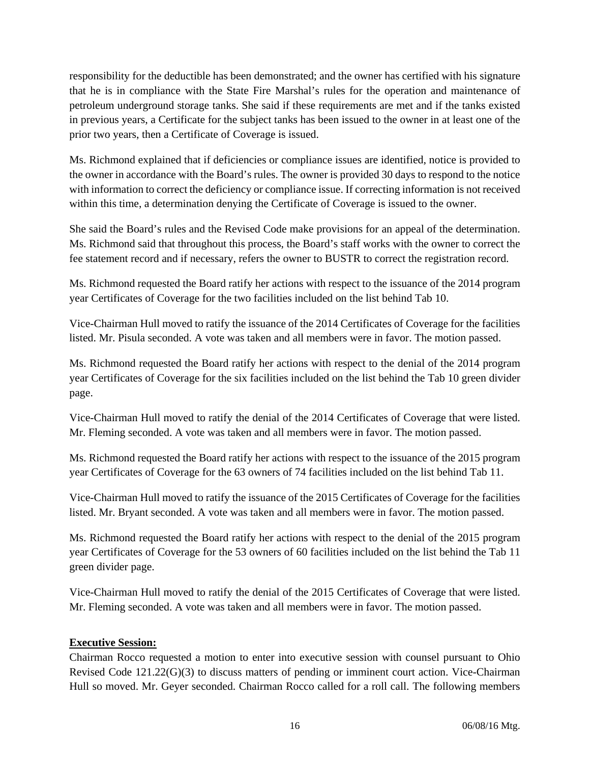responsibility for the deductible has been demonstrated; and the owner has certified with his signature that he is in compliance with the State Fire Marshal's rules for the operation and maintenance of petroleum underground storage tanks. She said if these requirements are met and if the tanks existed in previous years, a Certificate for the subject tanks has been issued to the owner in at least one of the prior two years, then a Certificate of Coverage is issued.

Ms. Richmond explained that if deficiencies or compliance issues are identified, notice is provided to the owner in accordance with the Board's rules. The owner is provided 30 days to respond to the notice with information to correct the deficiency or compliance issue. If correcting information is not received within this time, a determination denying the Certificate of Coverage is issued to the owner.

She said the Board's rules and the Revised Code make provisions for an appeal of the determination. Ms. Richmond said that throughout this process, the Board's staff works with the owner to correct the fee statement record and if necessary, refers the owner to BUSTR to correct the registration record.

Ms. Richmond requested the Board ratify her actions with respect to the issuance of the 2014 program year Certificates of Coverage for the two facilities included on the list behind Tab 10.

Vice-Chairman Hull moved to ratify the issuance of the 2014 Certificates of Coverage for the facilities listed. Mr. Pisula seconded. A vote was taken and all members were in favor. The motion passed.

Ms. Richmond requested the Board ratify her actions with respect to the denial of the 2014 program year Certificates of Coverage for the six facilities included on the list behind the Tab 10 green divider page.

Vice-Chairman Hull moved to ratify the denial of the 2014 Certificates of Coverage that were listed. Mr. Fleming seconded. A vote was taken and all members were in favor. The motion passed.

Ms. Richmond requested the Board ratify her actions with respect to the issuance of the 2015 program year Certificates of Coverage for the 63 owners of 74 facilities included on the list behind Tab 11.

Vice-Chairman Hull moved to ratify the issuance of the 2015 Certificates of Coverage for the facilities listed. Mr. Bryant seconded. A vote was taken and all members were in favor. The motion passed.

Ms. Richmond requested the Board ratify her actions with respect to the denial of the 2015 program year Certificates of Coverage for the 53 owners of 60 facilities included on the list behind the Tab 11 green divider page.

Vice-Chairman Hull moved to ratify the denial of the 2015 Certificates of Coverage that were listed. Mr. Fleming seconded. A vote was taken and all members were in favor. The motion passed.

**Executive Session:**

Chairman Rocco requested a motion to enter into executive session with counsel pursuant to Ohio Revised Code 121.22(G)(3) to discuss matters of pending or imminent court action. Vice-Chairman Hull so moved. Mr. Geyer seconded. Chairman Rocco called for a roll call. The following members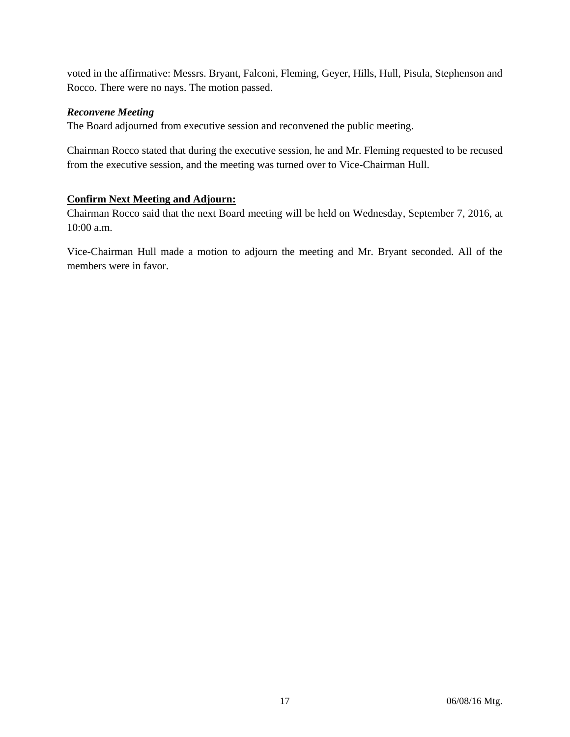voted in the affirmative: Messrs. Bryant, Falconi, Fleming, Geyer, Hills, Hull, Pisula, Stephenson and Rocco. There were no nays. The motion passed.

***Reconvene Meeting***

The Board adjourned from executive session and reconvened the public meeting.

Chairman Rocco stated that during the executive session, he and Mr. Fleming requested to be recused from the executive session, and the meeting was turned over to Vice-Chairman Hull.

## Confirm Next Meeting and Adjourn:

Chairman Rocco said that the next Board meeting will be held on Wednesday, September 7, 2016, at 10:00 a.m.

Vice-Chairman Hull made a motion to adjourn the meeting and Mr. Bryant seconded. All of the members were in favor.